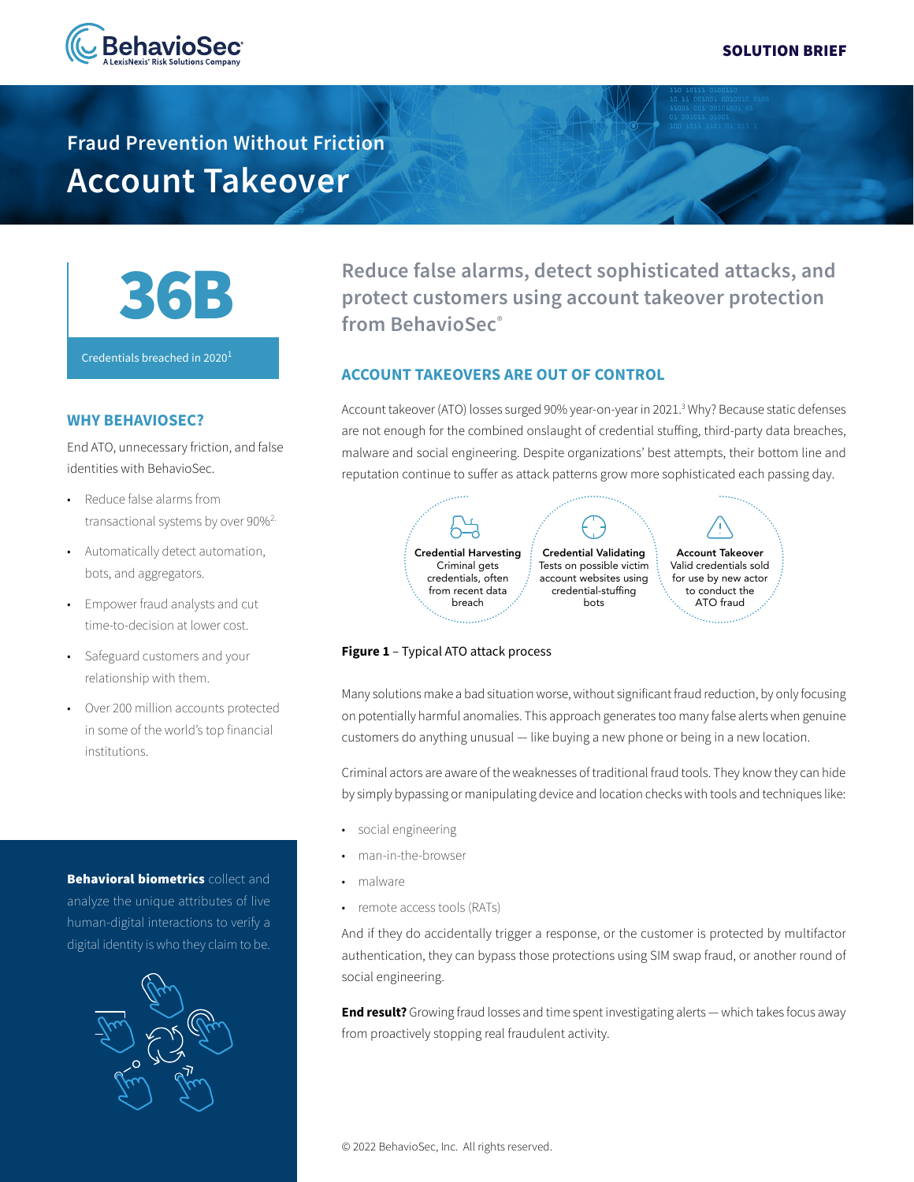# Fraud Prevention Without Friction

# Account Takeover

**36B**

Credentials breached in 2020[1]

## WHY BEHAVIOSEC?

End ATO, unnecessary friction, and false identities with BehavioSec.

- Reduce false alarms from transactional systems by over 90%[2]
- Automatically detect automation, bots, and aggregators.
- Empower fraud analysts and cut time-to-decision at lower cost.
- Safeguard customers and your relationship with them.
- Over 200 million accounts protected in some of the world's top financial institutions.

**Behavioral biometrics** collect and analyze the unique attributes of live human-digital interactions to verify a digital identity is who they claim to be.

### Reduce false alarms, detect sophisticated attacks, and protect customers using account takeover protection from BehavioSec®

## ACCOUNT TAKEOVERS ARE OUT OF CONTROL

Account takeover (ATO) losses surged 90% year-on-year in 2021.[3] Why? Because static defenses are not enough for the combined onslaught of credential stuffing, third-party data breaches, malware and social engineering. Despite organizations' best attempts, their bottom line and reputation continue to suffer as attack patterns grow more sophisticated each passing day.

**Credential Harvesting**
Criminal gets credentials, often from recent data breach

**Credential Validating**
Tests on possible victim account websites using credential-stuffing bots

**Account Takeover**
Valid credentials sold for use by new actor to conduct the ATO fraud

**Figure 1** – Typical ATO attack process

Many solutions make a bad situation worse, without significant fraud reduction, by only focusing on potentially harmful anomalies. This approach generates too many false alerts when genuine customers do anything unusual — like buying a new phone or being in a new location.

Criminal actors are aware of the weaknesses of traditional fraud tools. They know they can hide by simply bypassing or manipulating device and location checks with tools and techniques like:

- social engineering
- man-in-the-browser
- malware
- remote access tools (RATs)

And if they do accidentally trigger a response, or the customer is protected by multifactor authentication, they can bypass those protections using SIM swap fraud, or another round of social engineering.

**End result?** Growing fraud losses and time spent investigating alerts — which takes focus away from proactively stopping real fraudulent activity.

© 2022 BehavioSec, Inc. All rights reserved.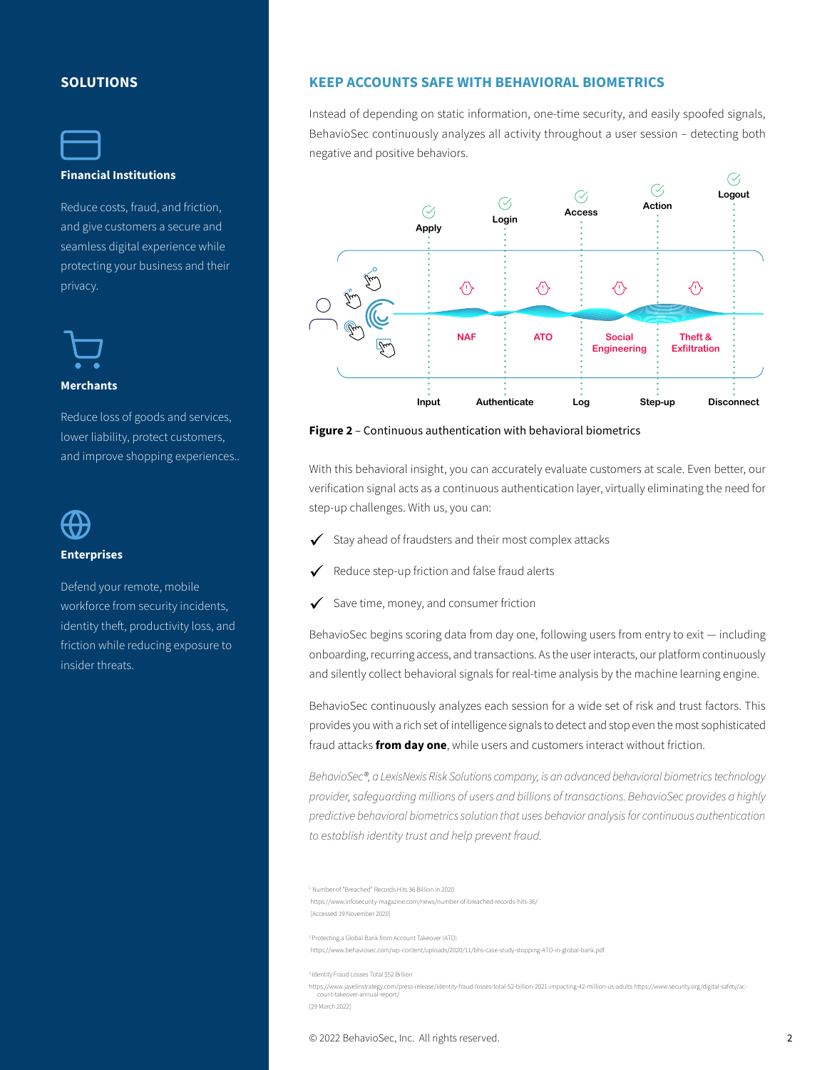## SOLUTIONS

### Financial Institutions

Reduce costs, fraud, and friction, and give customers a secure and seamless digital experience while protecting your business and their privacy.

### Merchants

Reduce loss of goods and services, lower liability, protect customers, and improve shopping experiences..

### Enterprises

Defend your remote, mobile workforce from security incidents, identity theft, productivity loss, and friction while reducing exposure to insider threats.

## KEEP ACCOUNTS SAFE WITH BEHAVIORAL BIOMETRICS

Instead of depending on static information, one-time security, and easily spoofed signals, BehavioSec continuously analyzes all activity throughout a user session – detecting both negative and positive behaviors.

Apply
Login
Access
Action
Logout
NAF
ATO
Social Engineering
Theft & Exfiltration
Input
Authenticate
Log
Step-up
Disconnect

**Figure 2** – Continuous authentication with behavioral biometrics

With this behavioral insight, you can accurately evaluate customers at scale. Even better, our verification signal acts as a continuous authentication layer, virtually eliminating the need for step-up challenges. With us, you can:

- ✓ Stay ahead of fraudsters and their most complex attacks
- ✓ Reduce step-up friction and false fraud alerts
- ✓ Save time, money, and consumer friction

BehavioSec begins scoring data from day one, following users from entry to exit — including onboarding, recurring access, and transactions. As the user interacts, our platform continuously and silently collect behavioral signals for real-time analysis by the machine learning engine.

BehavioSec continuously analyzes each session for a wide set of risk and trust factors. This provides you with a rich set of intelligence signals to detect and stop even the most sophisticated fraud attacks **from day one**, while users and customers interact without friction.

*BehavioSec®, a LexisNexis Risk Solutions company, is an advanced behavioral biometrics technology provider, safeguarding millions of users and billions of transactions. BehavioSec provides a highly predictive behavioral biometrics solution that uses behavior analysis for continuous authentication to establish identity trust and help prevent fraud.*

[1] Number of "Breached" Records Hits 36 Billion in 2020
https://www.infosecurity-magazine.com/news/number-of-breached-records-hits-36/
[Accessed 19 November 2020]

[2] Protecting a Global Bank from Account Takeover (ATO)
https://www.behaviosec.com/wp-content/uploads/2020/11/bhs-case-study-stopping-ATO-in-global-bank.pdf

[3] Identity Fraud Losses Total $52 Billion
https://www.javelinstrategy.com/press-release/identity-fraud-losses-total-52-billion-2021-impacting-42-million-us-adults https://www.security.org/digital-safety/account-takeover-annual-report/
[29 March 2022]

© 2022 BehavioSec, Inc. All rights reserved.